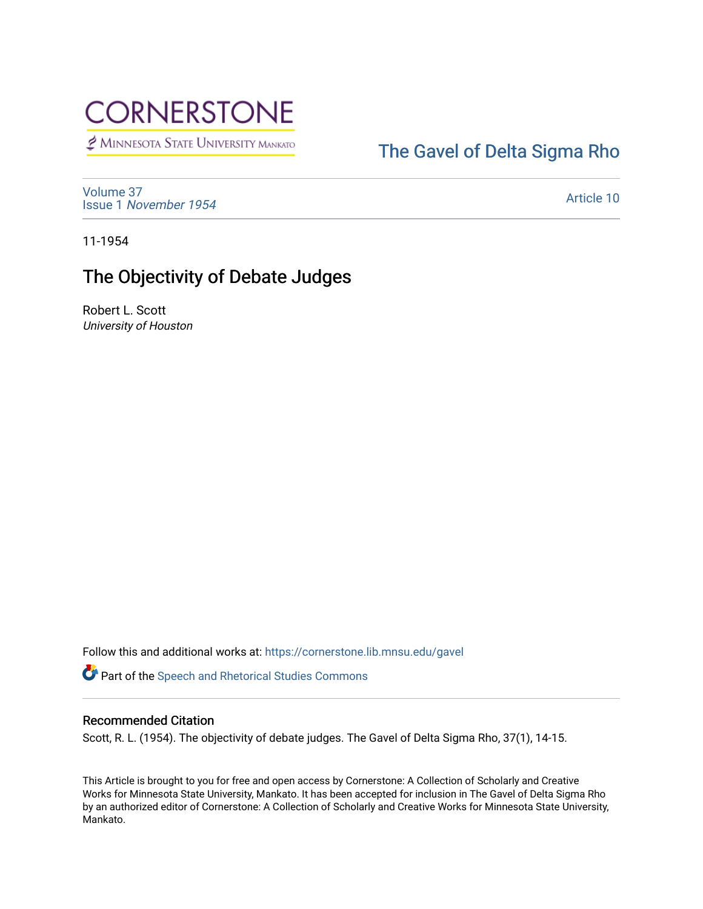CORNERSTONE

Minnesota State University Mankato

The Gavel of Delta Sigma Rho

Volume 37
Issue 1 *November 1954*

Article 10

11-1954

# The Objectivity of Debate Judges

Robert L. Scott
*University of Houston*

Follow this and additional works at: https://cornerstone.lib.mnsu.edu/gavel

Part of the Speech and Rhetorical Studies Commons

## Recommended Citation

Scott, R. L. (1954). The objectivity of debate judges. The Gavel of Delta Sigma Rho, 37(1), 14-15.

This Article is brought to you for free and open access by Cornerstone: A Collection of Scholarly and Creative Works for Minnesota State University, Mankato. It has been accepted for inclusion in The Gavel of Delta Sigma Rho by an authorized editor of Cornerstone: A Collection of Scholarly and Creative Works for Minnesota State University, Mankato.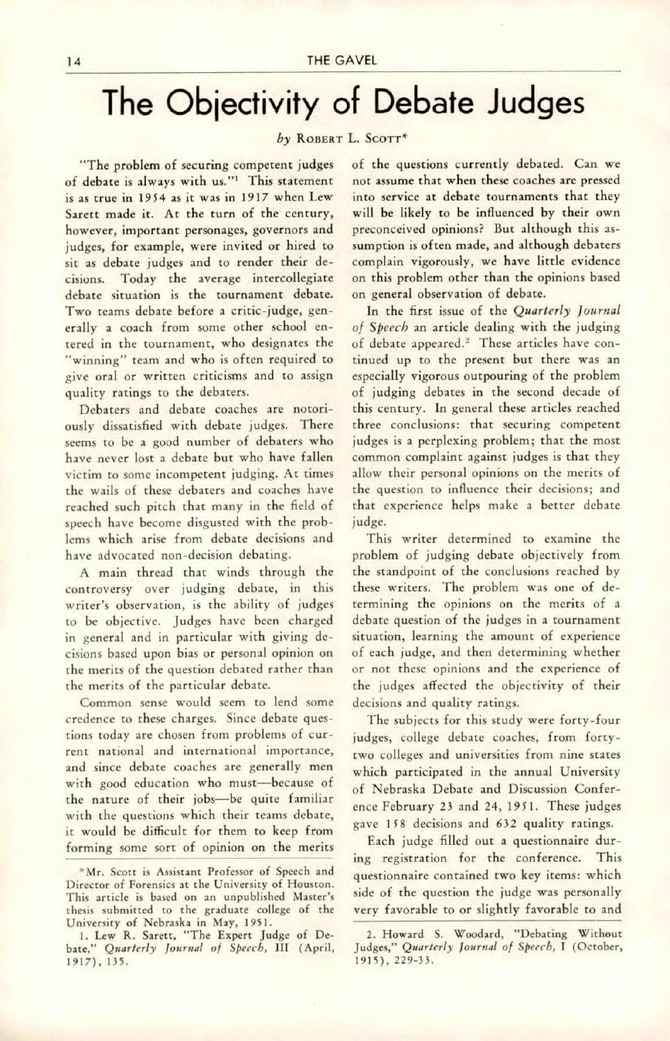# The Objectivity of Debate Judges

*by* ROBERT L. SCOTT*

"The problem of securing competent judges of debate is always with us."[1] This statement is as true in 1954 as it was in 1917 when Lew Sarett made it. At the turn of the century, however, important personages, governors and judges, for example, were invited or hired to sit as debate judges and to render their decisions. Today the average intercollegiate debate situation is the tournament debate. Two teams debate before a critic-judge, generally a coach from some other school entered in the tournament, who designates the "winning" team and who is often required to give oral or written criticisms and to assign quality ratings to the debaters.

Debaters and debate coaches are notoriously dissatisfied with debate judges. There seems to be a good number of debaters who have never lost a debate but who have fallen victim to some incompetent judging. At times the wails of these debaters and coaches have reached such pitch that many in the field of speech have become disgusted with the problems which arise from debate decisions and have advocated non-decision debating.

A main thread that winds through the controversy over judging debate, in this writer's observation, is the ability of judges to be objective. Judges have been charged in general and in particular with giving decisions based upon bias or personal opinion on the merits of the question debated rather than the merits of the particular debate.

Common sense would seem to lend some credence to these charges. Since debate questions today are chosen from problems of current national and international importance, and since debate coaches are generally men with good education who must—because of the nature of their jobs—be quite familiar with the questions which their teams debate, it would be difficult for them to keep from forming some sort of opinion on the merits of the questions currently debated. Can we not assume that when these coaches are pressed into service at debate tournaments that they will be likely to be influenced by their own preconceived opinions? But although this assumption is often made, and although debaters complain vigorously, we have little evidence on this problem other than the opinions based on general observation of debate.

In the first issue of the *Quarterly Journal of Speech* an article dealing with the judging of debate appeared.[2] These articles have continued up to the present but there was an especially vigorous outpouring of the problem of judging debates in the second decade of this century. In general these articles reached three conclusions: that securing competent judges is a perplexing problem; that the most common complaint against judges is that they allow their personal opinions on the merits of the question to influence their decisions; and that experience helps make a better debate judge.

This writer determined to examine the problem of judging debate objectively from the standpoint of the conclusions reached by these writers. The problem was one of determining the opinions on the merits of a debate question of the judges in a tournament situation, learning the amount of experience of each judge, and then determining whether or not these opinions and the experience of the judges affected the objectivity of their decisions and quality ratings.

The subjects for this study were forty-four judges, college debate coaches, from forty-two colleges and universities from nine states which participated in the annual University of Nebraska Debate and Discussion Conference February 23 and 24, 1951. These judges gave 158 decisions and 632 quality ratings.

Each judge filled out a questionnaire during registration for the conference. This questionnaire contained two key items: which side of the question the judge was personally very favorable to or slightly favorable to and

*Mr. Scott is Assistant Professor of Speech and Director of Forensics at the University of Houston. This article is based on an unpublished Master's thesis submitted to the graduate college of the University of Nebraska in May, 1951.

1. Lew R. Sarett, "The Expert Judge of Debate," *Quarterly Journal of Speech*, III (April, 1917), 135.

2. Howard S. Woodard, "Debating Without Judges," *Quarterly Journal of Speech*, I (October, 1915), 229-33.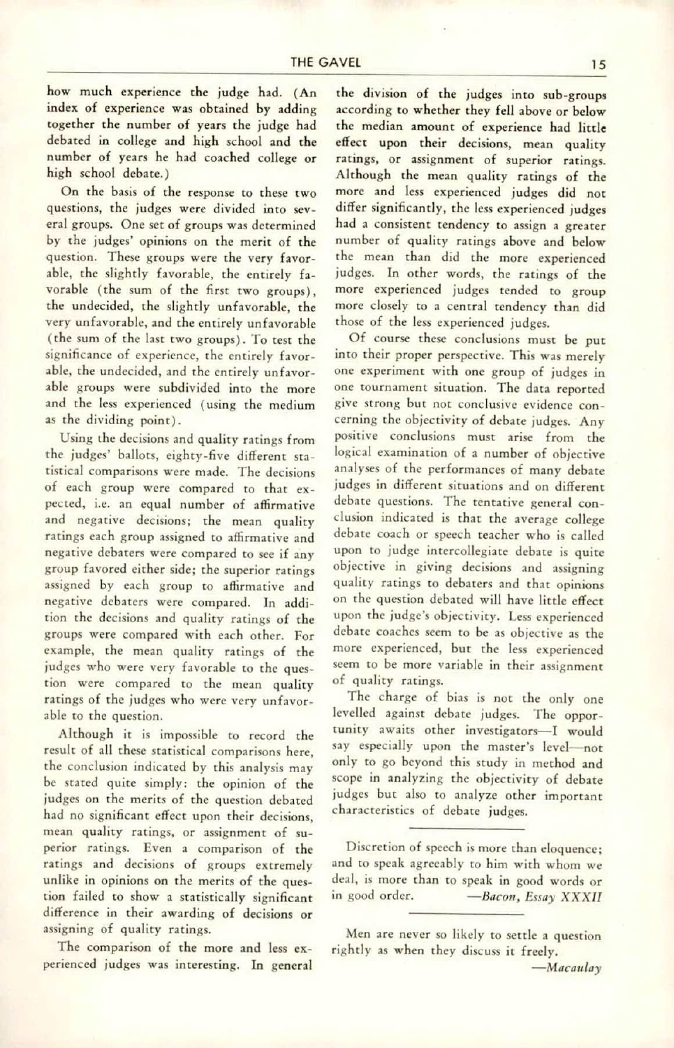how much experience the judge had. (An index of experience was obtained by adding together the number of years the judge had debated in college and high school and the number of years he had coached college or high school debate.)

On the basis of the response to these two questions, the judges were divided into several groups. One set of groups was determined by the judges' opinions on the merit of the question. These groups were the very favorable, the slightly favorable, the entirely favorable (the sum of the first two groups), the undecided, the slightly unfavorable, the very unfavorable, and the entirely unfavorable (the sum of the last two groups). To test the significance of experience, the entirely favorable, the undecided, and the entirely unfavorable groups were subdivided into the more and the less experienced (using the medium as the dividing point).

Using the decisions and quality ratings from the judges' ballots, eighty-five different statistical comparisons were made. The decisions of each group were compared to that expected, i.e. an equal number of affirmative and negative decisions; the mean quality ratings each group assigned to affirmative and negative debaters were compared to see if any group favored either side; the superior ratings assigned by each group to affirmative and negative debaters were compared. In addition the decisions and quality ratings of the groups were compared with each other. For example, the mean quality ratings of the judges who were very favorable to the question were compared to the mean quality ratings of the judges who were very unfavorable to the question.

Although it is impossible to record the result of all these statistical comparisons here, the conclusion indicated by this analysis may be stated quite simply: the opinion of the judges on the merits of the question debated had no significant effect upon their decisions, mean quality ratings, or assignment of superior ratings. Even a comparison of the ratings and decisions of groups extremely unlike in opinions on the merits of the question failed to show a statistically significant difference in their awarding of decisions or assigning of quality ratings.

The comparison of the more and less experienced judges was interesting. In general the division of the judges into sub-groups according to whether they fell above or below the median amount of experience had little effect upon their decisions, mean quality ratings, or assignment of superior ratings. Although the mean quality ratings of the more and less experienced judges did not differ significantly, the less experienced judges had a consistent tendency to assign a greater number of quality ratings above and below the mean than did the more experienced judges. In other words, the ratings of the more experienced judges tended to group more closely to a central tendency than did those of the less experienced judges.

Of course these conclusions must be put into their proper perspective. This was merely one experiment with one group of judges in one tournament situation. The data reported give strong but not conclusive evidence concerning the objectivity of debate judges. Any positive conclusions must arise from the logical examination of a number of objective analyses of the performances of many debate judges in different situations and on different debate questions. The tentative general conclusion indicated is that the average college debate coach or speech teacher who is called upon to judge intercollegiate debate is quite objective in giving decisions and assigning quality ratings to debaters and that opinions on the question debated will have little effect upon the judge's objectivity. Less experienced debate coaches seem to be as objective as the more experienced, but the less experienced seem to be more variable in their assignment of quality ratings.

The charge of bias is not the only one levelled against debate judges. The opportunity awaits other investigators—I would say especially upon the master's level—not only to go beyond this study in method and scope in analyzing the objectivity of debate judges but also to analyze other important characteristics of debate judges.

---

Discretion of speech is more than eloquence; and to speak agreeably to him with whom we deal, is more than to speak in good words or in good order. —*Bacon, Essay XXXII*

---

Men are never so likely to settle a question rightly as when they discuss it freely.

—*Macaulay*